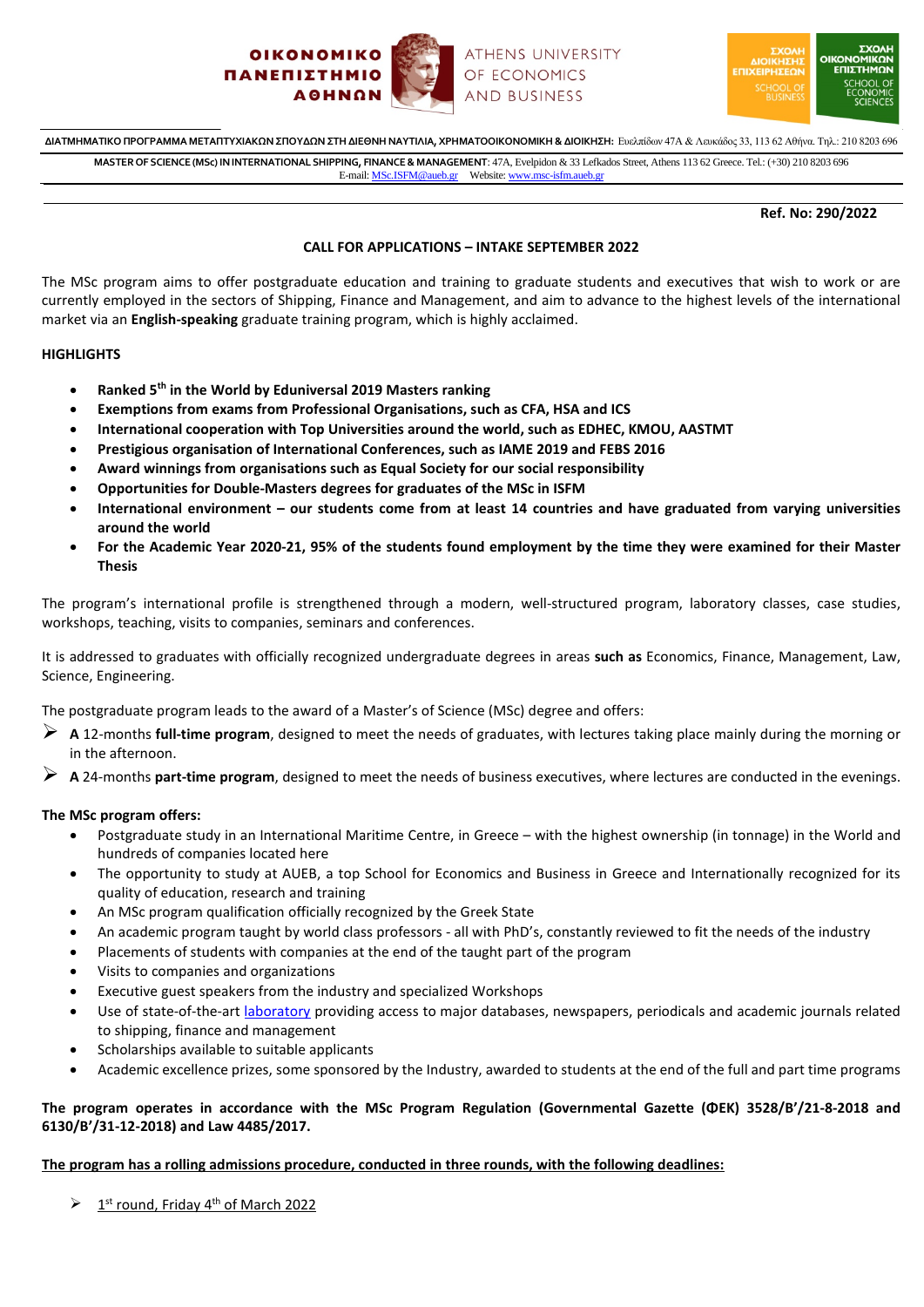ΟΙΚΟΝΟΜΙΚΟ ΠΑΝΕΠΙΣΤΗΜΙΟ ΑΘΗΝΩΝ

ATHENS UNIVERSITY OF ECONOMICS AND BUSINESS

ΣΧΟΛΗ ΔΙΟΙΚΗΣΗΣ ΕΠΙΧΕΙΡΗΣΕΩΝ — SCHOOL OF BUSINESS

ΣΧΟΛΗ ΟΙΚΟΝΟΜΙΚΩΝ ΕΠΙΣΤΗΜΩΝ — SCHOOL OF ECONOMIC SCIENCES

**ΔΙΑΤΜΗΜΑΤΙΚΟ ΠΡΟΓΡΑΜΜΑ ΜΕΤΑΠΤΥΧΙΑΚΩΝ ΣΠΟΥΔΩΝ ΣΤΗ ΔΙΕΘΝΗ ΝΑΥΤΙΛΙΑ, ΧΡΗΜΑΤΟΟΙΚΟΝΟΜΙΚΗ & ΔΙΟΙΚΗΣΗ:** Ευελπίδων 47Α & Λευκάδος 33, 113 62 Αθήνα. Τηλ.: 210 8203 696

**MASTER OF SCIENCE (MSc) IN INTERNATIONAL SHIPPING, FINANCE & MANAGEMENT**: 47A, Evelpidon & 33 Lefkados Street, Athens 113 62 Greece. Tel.: (+30) 210 8203 696
E-mail: MSc.ISFM@aueb.gr Website: www.msc-isfm.aueb.gr

**Ref. No: 290/2022**

## CALL FOR APPLICATIONS – INTAKE SEPTEMBER 2022

The MSc program aims to offer postgraduate education and training to graduate students and executives that wish to work or are currently employed in the sectors of Shipping, Finance and Management, and aim to advance to the highest levels of the international market via an **English-speaking** graduate training program, which is highly acclaimed.

### HIGHLIGHTS

- **Ranked 5th in the World by Eduniversal 2019 Masters ranking**
- **Exemptions from exams from Professional Organisations, such as CFA, HSA and ICS**
- **International cooperation with Top Universities around the world, such as EDHEC, KMOU, AASTMT**
- **Prestigious organisation of International Conferences, such as IAME 2019 and FEBS 2016**
- **Award winnings from organisations such as Equal Society for our social responsibility**
- **Opportunities for Double-Masters degrees for graduates of the MSc in ISFM**
- **International environment – our students come from at least 14 countries and have graduated from varying universities around the world**
- **For the Academic Year 2020-21, 95% of the students found employment by the time they were examined for their Master Thesis**

The program's international profile is strengthened through a modern, well-structured program, laboratory classes, case studies, workshops, teaching, visits to companies, seminars and conferences.

It is addressed to graduates with officially recognized undergraduate degrees in areas **such as** Economics, Finance, Management, Law, Science, Engineering.

The postgraduate program leads to the award of a Master's of Science (MSc) degree and offers:

- **A** 12-months **full-time program**, designed to meet the needs of graduates, with lectures taking place mainly during the morning or in the afternoon.
- **A** 24-months **part-time program**, designed to meet the needs of business executives, where lectures are conducted in the evenings.

**The MSc program offers:**

- Postgraduate study in an International Maritime Centre, in Greece – with the highest ownership (in tonnage) in the World and hundreds of companies located here
- The opportunity to study at AUEB, a top School for Economics and Business in Greece and Internationally recognized for its quality of education, research and training
- An MSc program qualification officially recognized by the Greek State
- An academic program taught by world class professors - all with PhD's, constantly reviewed to fit the needs of the industry
- Placements of students with companies at the end of the taught part of the program
- Visits to companies and organizations
- Executive guest speakers from the industry and specialized Workshops
- Use of state-of-the-art laboratory providing access to major databases, newspapers, periodicals and academic journals related to shipping, finance and management
- Scholarships available to suitable applicants
- Academic excellence prizes, some sponsored by the Industry, awarded to students at the end of the full and part time programs

**The program operates in accordance with the MSc Program Regulation (Governmental Gazette (ΦΕΚ) 3528/Β'/21-8-2018 and 6130/Β'/31-12-2018) and Law 4485/2017.**

**The program has a rolling admissions procedure, conducted in three rounds, with the following deadlines:**

- 1st round, Friday 4th of March 2022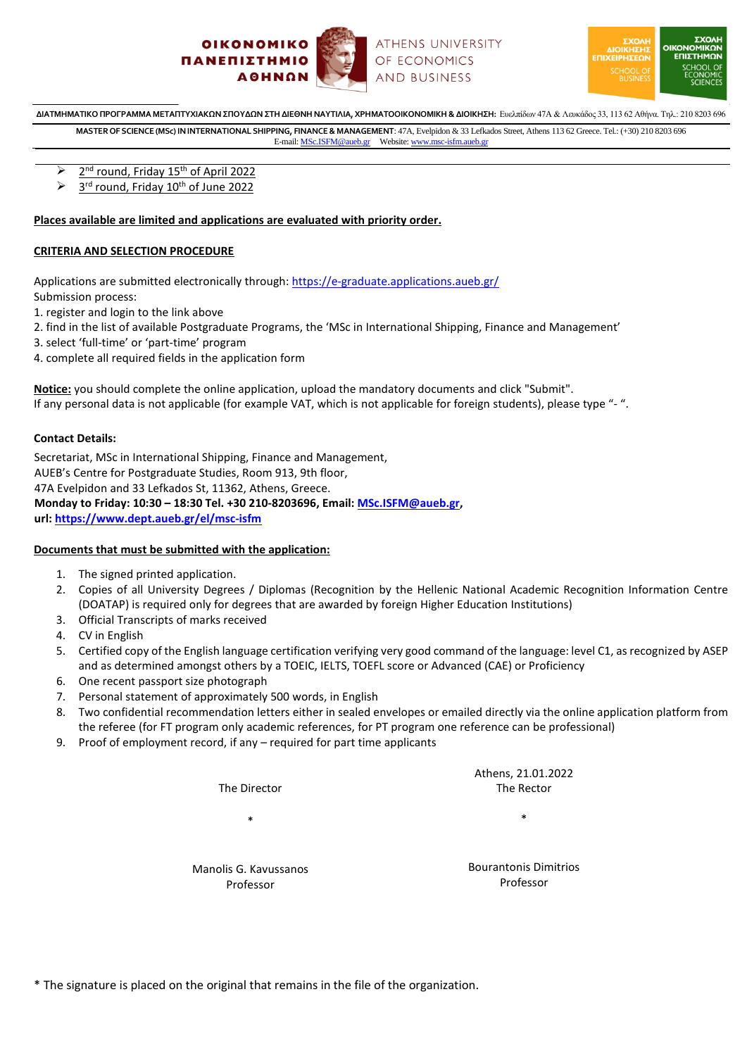- 2[nd] round, Friday 15[th] of April 2022
- 3[rd] round, Friday 10[th] of June 2022

**Places available are limited and applications are evaluated with priority order.**

**CRITERIA AND SELECTION PROCEDURE**

Applications are submitted electronically through: https://e-graduate.applications.aueb.gr/
Submission process:
1. register and login to the link above
2. find in the list of available Postgraduate Programs, the 'MSc in International Shipping, Finance and Management'
3. select 'full-time' or 'part-time' program
4. complete all required fields in the application form

**Notice:** you should complete the online application, upload the mandatory documents and click "Submit".
If any personal data is not applicable (for example VAT, which is not applicable for foreign students), please type "- ".

**Contact Details:**

Secretariat, MSc in International Shipping, Finance and Management,
AUEB's Centre for Postgraduate Studies, Room 913, 9th floor,
47A Evelpidon and 33 Lefkados St, 11362, Athens, Greece.
**Monday to Friday: 10:30 – 18:30 Tel. +30 210-8203696, Email: MSc.ISFM@aueb.gr,**
**url: https://www.dept.aueb.gr/el/msc-isfm**

**Documents that must be submitted with the application:**

1. The signed printed application.
2. Copies of all University Degrees / Diplomas (Recognition by the Hellenic National Academic Recognition Information Centre (DOATAP) is required only for degrees that are awarded by foreign Higher Education Institutions)
3. Official Transcripts of marks received
4. CV in English
5. Certified copy of the English language certification verifying very good command of the language: level C1, as recognized by ASEP and as determined amongst others by a TOEIC, IELTS, TOEFL score or Advanced (CAE) or Proficiency
6. One recent passport size photograph
7. Personal statement of approximately 500 words, in English
8. Two confidential recommendation letters either in sealed envelopes or emailed directly via the online application platform from the referee (for FT program only academic references, for PT program one reference can be professional)
9. Proof of employment record, if any – required for part time applicants

Athens, 21.01.2022

| The Director | The Rector |
|---|---|
| * | * |
| Manolis G. Kavussanos<br>Professor | Bourantonis Dimitrios<br>Professor |

\* The signature is placed on the original that remains in the file of the organization.